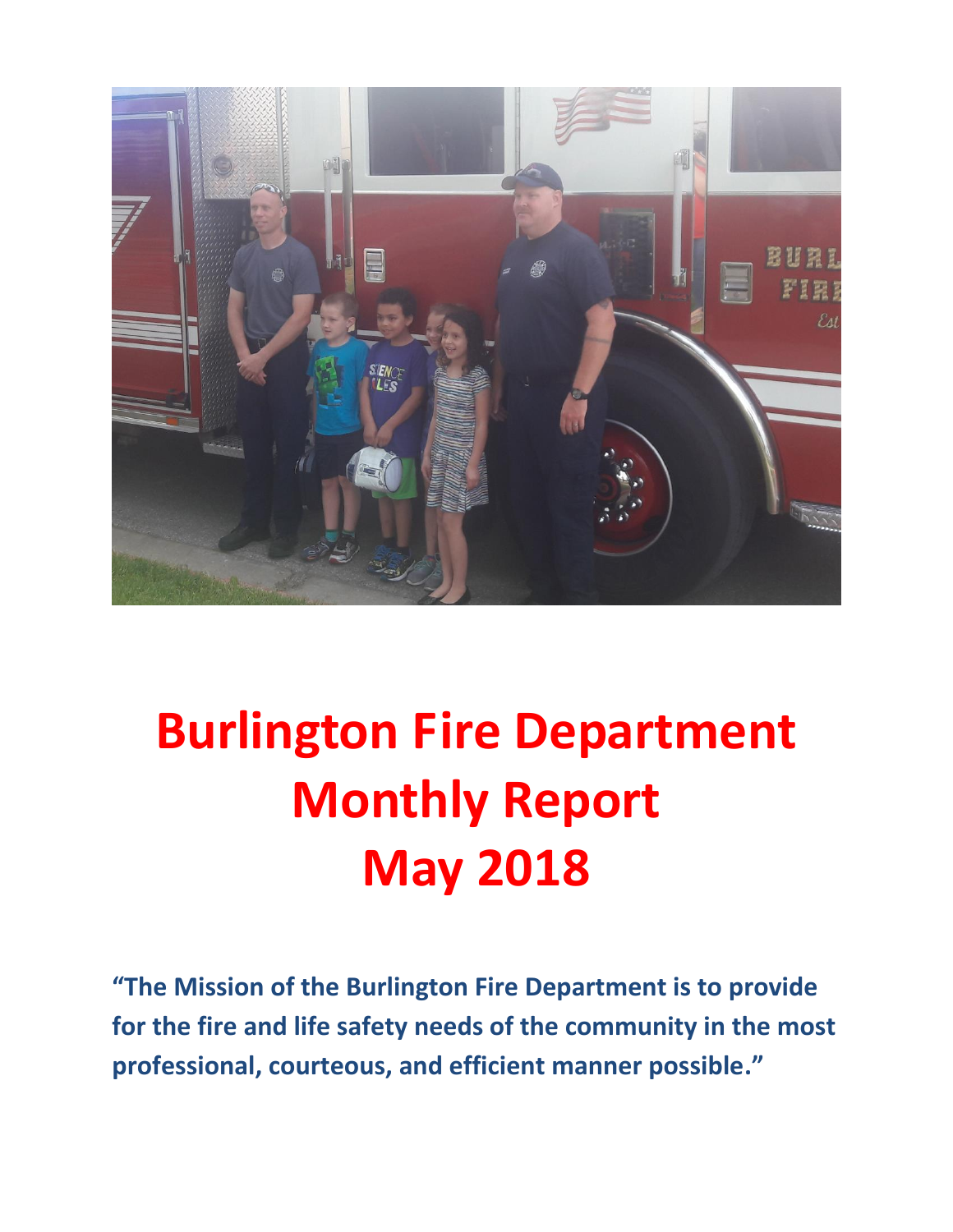# Burlington Fire Department Monthly Report May 2018

**"The Mission of the Burlington Fire Department is to provide for the fire and life safety needs of the community in the most professional, courteous, and efficient manner possible."**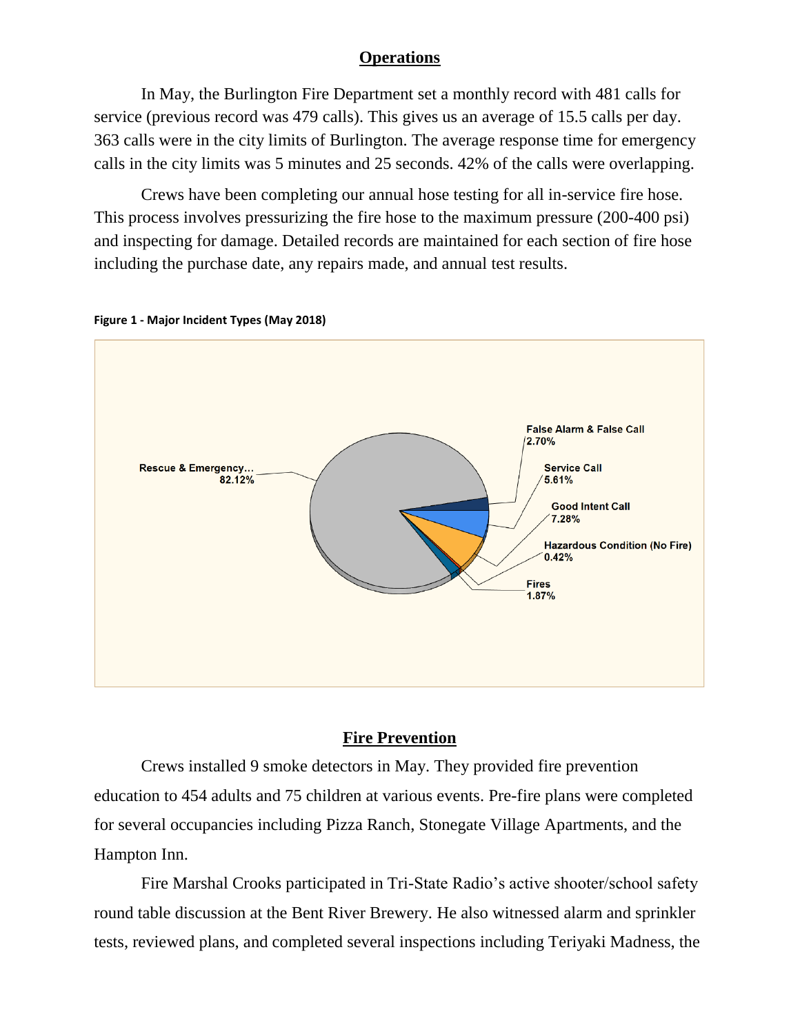## Operations

In May, the Burlington Fire Department set a monthly record with 481 calls for service (previous record was 479 calls). This gives us an average of 15.5 calls per day. 363 calls were in the city limits of Burlington. The average response time for emergency calls in the city limits was 5 minutes and 25 seconds. 42% of the calls were overlapping.

Crews have been completing our annual hose testing for all in-service fire hose. This process involves pressurizing the fire hose to the maximum pressure (200-400 psi) and inspecting for damage. Detailed records are maintained for each section of fire hose including the purchase date, any repairs made, and annual test results.

**Figure 1 - Major Incident Types (May 2018)**

| Incident Type | Percentage |
| --- | --- |
| Rescue & Emergency... | 82.12% |
| False Alarm & False Call | 2.70% |
| Service Call | 5.61% |
| Good Intent Call | 7.28% |
| Hazardous Condition (No Fire) | 0.42% |
| Fires | 1.87% |

## Fire Prevention

Crews installed 9 smoke detectors in May. They provided fire prevention education to 454 adults and 75 children at various events. Pre-fire plans were completed for several occupancies including Pizza Ranch, Stonegate Village Apartments, and the Hampton Inn.

Fire Marshal Crooks participated in Tri-State Radio's active shooter/school safety round table discussion at the Bent River Brewery. He also witnessed alarm and sprinkler tests, reviewed plans, and completed several inspections including Teriyaki Madness, the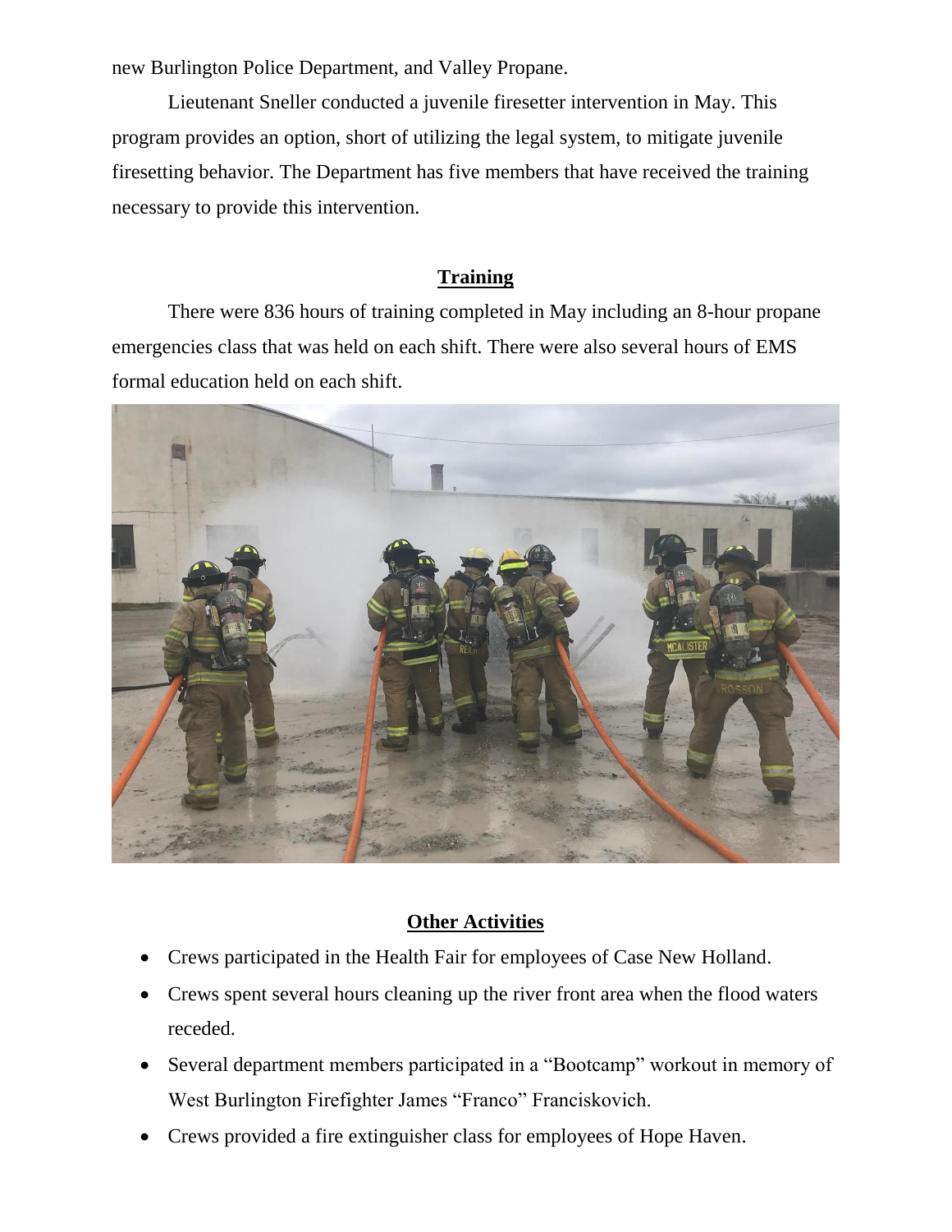new Burlington Police Department, and Valley Propane.

Lieutenant Sneller conducted a juvenile firesetter intervention in May. This program provides an option, short of utilizing the legal system, to mitigate juvenile firesetting behavior. The Department has five members that have received the training necessary to provide this intervention.

## Training

There were 836 hours of training completed in May including an 8-hour propane emergencies class that was held on each shift. There were also several hours of EMS formal education held on each shift.

## Other Activities

- Crews participated in the Health Fair for employees of Case New Holland.
- Crews spent several hours cleaning up the river front area when the flood waters receded.
- Several department members participated in a "Bootcamp" workout in memory of West Burlington Firefighter James "Franco" Franciskovich.
- Crews provided a fire extinguisher class for employees of Hope Haven.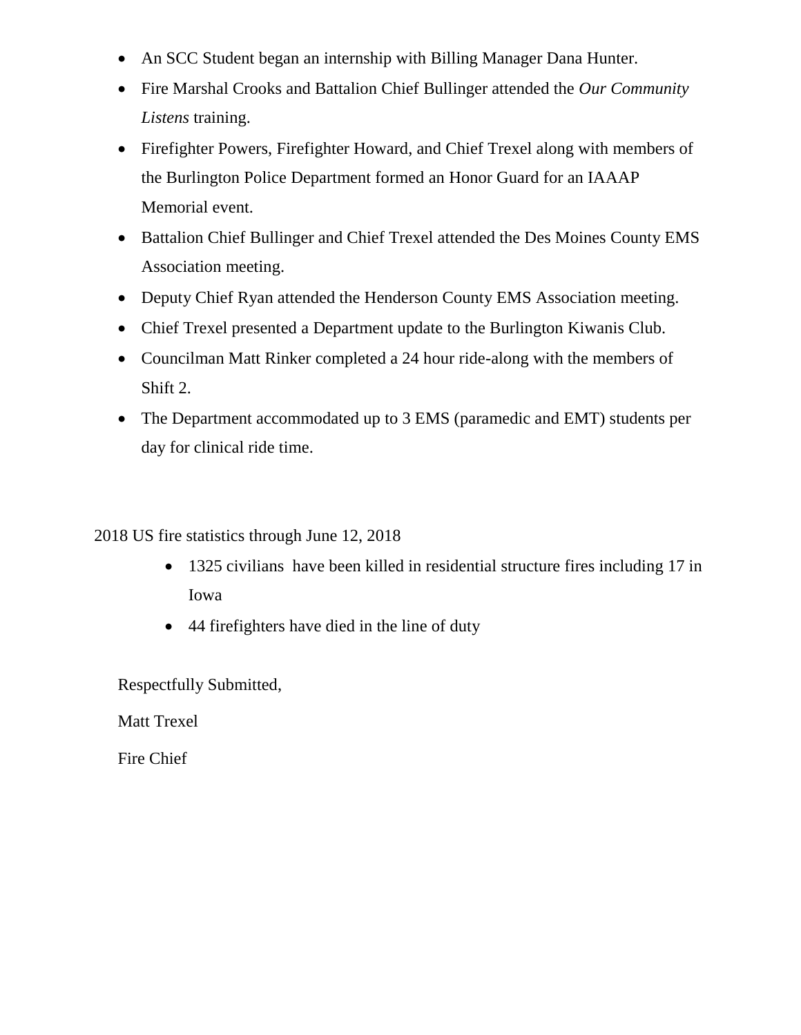- An SCC Student began an internship with Billing Manager Dana Hunter.
- Fire Marshal Crooks and Battalion Chief Bullinger attended the *Our Community Listens* training.
- Firefighter Powers, Firefighter Howard, and Chief Trexel along with members of the Burlington Police Department formed an Honor Guard for an IAAAP Memorial event.
- Battalion Chief Bullinger and Chief Trexel attended the Des Moines County EMS Association meeting.
- Deputy Chief Ryan attended the Henderson County EMS Association meeting.
- Chief Trexel presented a Department update to the Burlington Kiwanis Club.
- Councilman Matt Rinker completed a 24 hour ride-along with the members of Shift 2.
- The Department accommodated up to 3 EMS (paramedic and EMT) students per day for clinical ride time.

2018 US fire statistics through June 12, 2018

- 1325 civilians have been killed in residential structure fires including 17 in Iowa
- 44 firefighters have died in the line of duty

Respectfully Submitted,

Matt Trexel

Fire Chief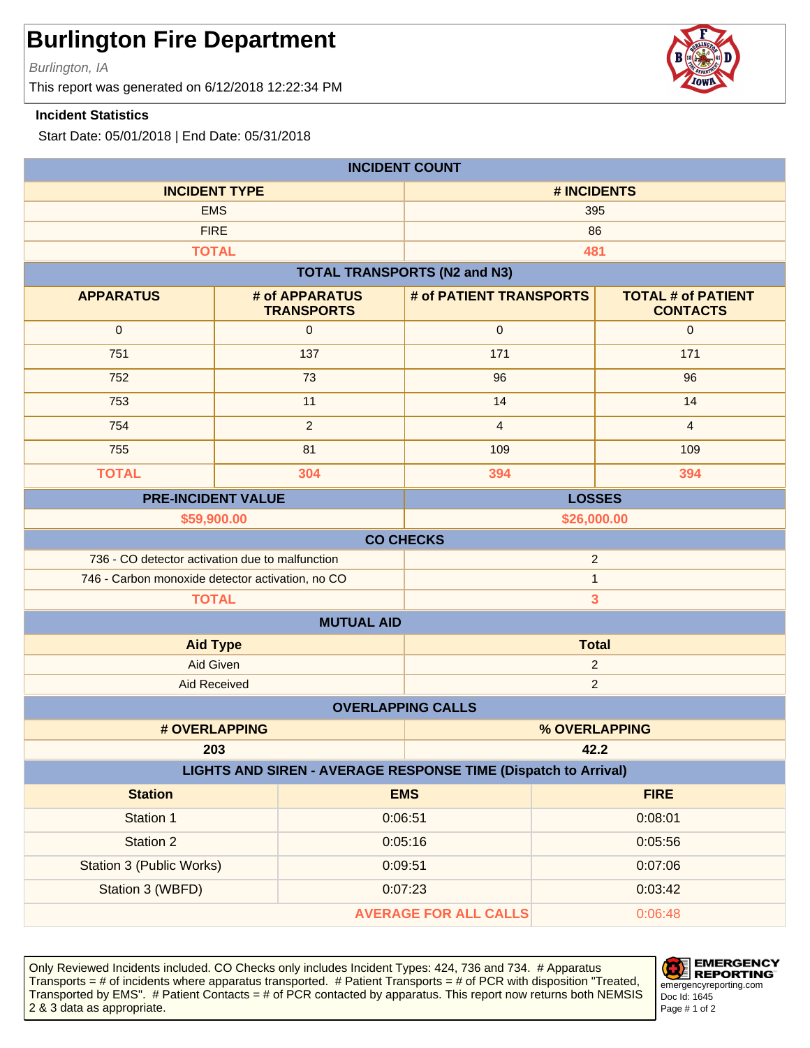# Burlington Fire Department

*Burlington, IA*

This report was generated on 6/12/2018 12:22:34 PM

**Incident Statistics**

Start Date: 05/01/2018 | End Date: 05/31/2018

## INCIDENT COUNT

| INCIDENT TYPE | # INCIDENTS |
|---|---|
| EMS | 395 |
| FIRE | 86 |
| **TOTAL** | **481** |

## TOTAL TRANSPORTS (N2 and N3)

| APPARATUS | # of APPARATUS TRANSPORTS | # of PATIENT TRANSPORTS | TOTAL # of PATIENT CONTACTS |
|---|---|---|---|
| 0 | 0 | 0 | 0 |
| 751 | 137 | 171 | 171 |
| 752 | 73 | 96 | 96 |
| 753 | 11 | 14 | 14 |
| 754 | 2 | 4 | 4 |
| 755 | 81 | 109 | 109 |
| **TOTAL** | **304** | **394** | **394** |

| PRE-INCIDENT VALUE | LOSSES |
|---|---|
| **$59,900.00** | **$26,000.00** |

## CO CHECKS

| | |
|---|---|
| 736 - CO detector activation due to malfunction | 2 |
| 746 - Carbon monoxide detector activation, no CO | 1 |
| **TOTAL** | **3** |

## MUTUAL AID

| Aid Type | Total |
|---|---|
| Aid Given | 2 |
| Aid Received | 2 |

## OVERLAPPING CALLS

| # OVERLAPPING | % OVERLAPPING |
|---|---|
| **203** | **42.2** |

## LIGHTS AND SIREN - AVERAGE RESPONSE TIME (Dispatch to Arrival)

| Station | EMS | FIRE |
|---|---|---|
| Station 1 | 0:06:51 | 0:08:01 |
| Station 2 | 0:05:16 | 0:05:56 |
| Station 3 (Public Works) | 0:09:51 | 0:07:06 |
| Station 3 (WBFD) | 0:07:23 | 0:03:42 |
| | **AVERAGE FOR ALL CALLS** | 0:06:48 |

Only Reviewed Incidents included. CO Checks only includes Incident Types: 424, 736 and 734. # Apparatus Transports = # of incidents where apparatus transported. # Patient Transports = # of PCR with disposition "Treated, Transported by EMS". # Patient Contacts = # of PCR contacted by apparatus. This report now returns both NEMSIS 2 & 3 data as appropriate.

EMERGENCY REPORTING
emergencyreporting.com
Doc Id: 1645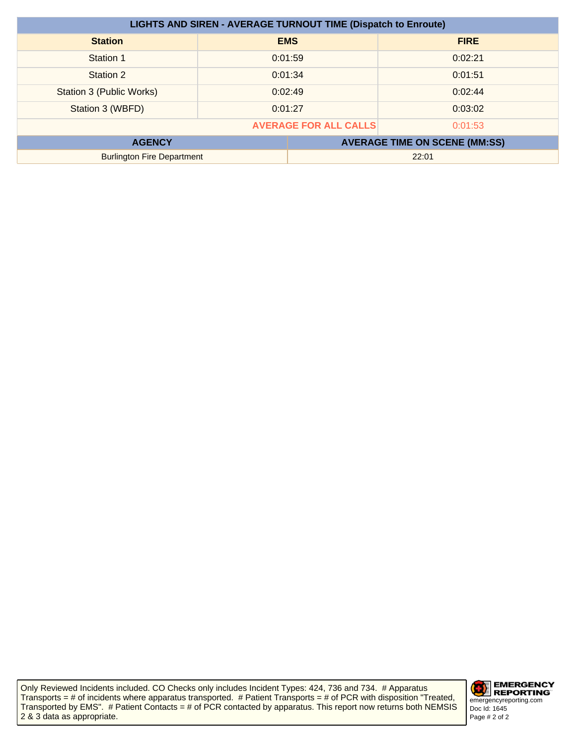| LIGHTS AND SIREN - AVERAGE TURNOUT TIME (Dispatch to Enroute) | | |
|---|---|---|
| **Station** | **EMS** | **FIRE** |
| Station 1 | 0:01:59 | 0:02:21 |
| Station 2 | 0:01:34 | 0:01:51 |
| Station 3 (Public Works) | 0:02:49 | 0:02:44 |
| Station 3 (WBFD) | 0:01:27 | 0:03:02 |
| **AVERAGE FOR ALL CALLS** | | 0:01:53 |

| AGENCY | AVERAGE TIME ON SCENE (MM:SS) |
|---|---|
| Burlington Fire Department | 22:01 |

Only Reviewed Incidents included. CO Checks only includes Incident Types: 424, 736 and 734. # Apparatus Transports = # of incidents where apparatus transported. # Patient Transports = # of PCR with disposition "Treated, Transported by EMS". # Patient Contacts = # of PCR contacted by apparatus. This report now returns both NEMSIS 2 & 3 data as appropriate.

EMERGENCY REPORTING
emergencyreporting.com
Doc Id: 1645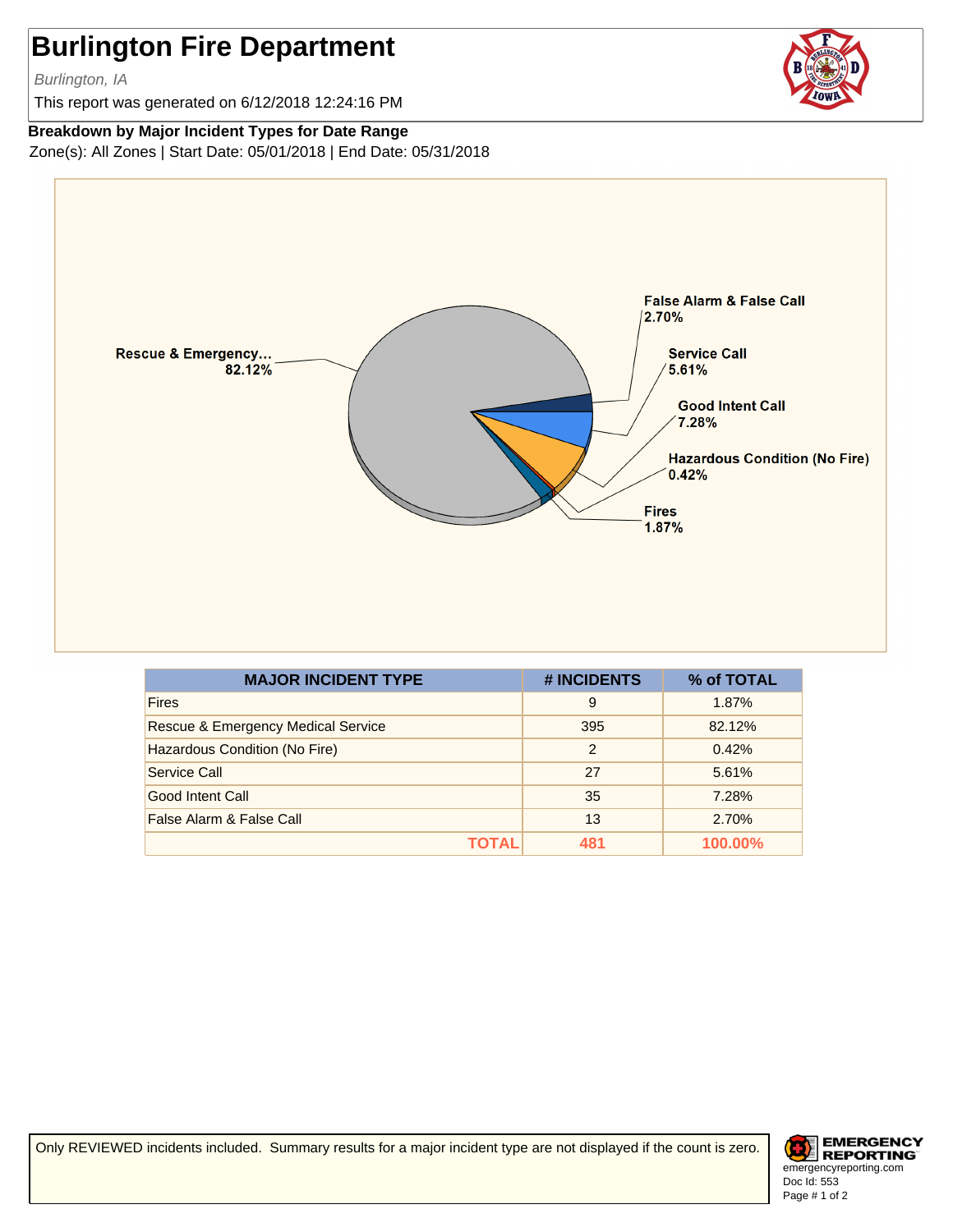# Burlington Fire Department

*Burlington, IA*

This report was generated on 6/12/2018 12:24:16 PM

**Breakdown by Major Incident Types for Date Range**

Zone(s): All Zones | Start Date: 05/01/2018 | End Date: 05/31/2018

Rescue & Emergency... 82.12%

False Alarm & False Call 2.70%

Service Call 5.61%

Good Intent Call 7.28%

Hazardous Condition (No Fire) 0.42%

Fires 1.87%

| MAJOR INCIDENT TYPE | # INCIDENTS | % of TOTAL |
|---|---|---|
| Fires | 9 | 1.87% |
| Rescue & Emergency Medical Service | 395 | 82.12% |
| Hazardous Condition (No Fire) | 2 | 0.42% |
| Service Call | 27 | 5.61% |
| Good Intent Call | 35 | 7.28% |
| False Alarm & False Call | 13 | 2.70% |
| **TOTAL** | **481** | **100.00%** |

Only REVIEWED incidents included. Summary results for a major incident type are not displayed if the count is zero.

EMERGENCY REPORTING
emergencyreporting.com
Doc Id: 553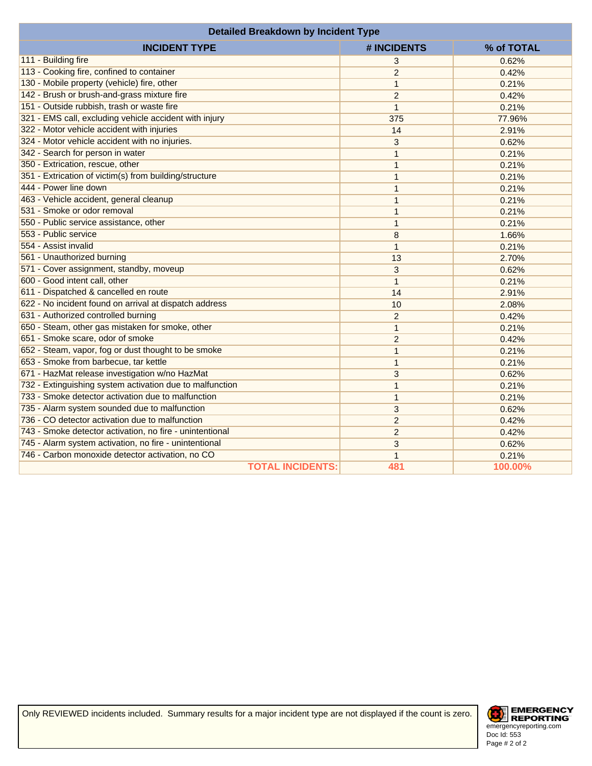| Detailed Breakdown by Incident Type | | |
|---|---|---|
| **INCIDENT TYPE** | **# INCIDENTS** | **% of TOTAL** |
| 111 - Building fire | 3 | 0.62% |
| 113 - Cooking fire, confined to container | 2 | 0.42% |
| 130 - Mobile property (vehicle) fire, other | 1 | 0.21% |
| 142 - Brush or brush-and-grass mixture fire | 2 | 0.42% |
| 151 - Outside rubbish, trash or waste fire | 1 | 0.21% |
| 321 - EMS call, excluding vehicle accident with injury | 375 | 77.96% |
| 322 - Motor vehicle accident with injuries | 14 | 2.91% |
| 324 - Motor vehicle accident with no injuries. | 3 | 0.62% |
| 342 - Search for person in water | 1 | 0.21% |
| 350 - Extrication, rescue, other | 1 | 0.21% |
| 351 - Extrication of victim(s) from building/structure | 1 | 0.21% |
| 444 - Power line down | 1 | 0.21% |
| 463 - Vehicle accident, general cleanup | 1 | 0.21% |
| 531 - Smoke or odor removal | 1 | 0.21% |
| 550 - Public service assistance, other | 1 | 0.21% |
| 553 - Public service | 8 | 1.66% |
| 554 - Assist invalid | 1 | 0.21% |
| 561 - Unauthorized burning | 13 | 2.70% |
| 571 - Cover assignment, standby, moveup | 3 | 0.62% |
| 600 - Good intent call, other | 1 | 0.21% |
| 611 - Dispatched & cancelled en route | 14 | 2.91% |
| 622 - No incident found on arrival at dispatch address | 10 | 2.08% |
| 631 - Authorized controlled burning | 2 | 0.42% |
| 650 - Steam, other gas mistaken for smoke, other | 1 | 0.21% |
| 651 - Smoke scare, odor of smoke | 2 | 0.42% |
| 652 - Steam, vapor, fog or dust thought to be smoke | 1 | 0.21% |
| 653 - Smoke from barbecue, tar kettle | 1 | 0.21% |
| 671 - HazMat release investigation w/no HazMat | 3 | 0.62% |
| 732 - Extinguishing system activation due to malfunction | 1 | 0.21% |
| 733 - Smoke detector activation due to malfunction | 1 | 0.21% |
| 735 - Alarm system sounded due to malfunction | 3 | 0.62% |
| 736 - CO detector activation due to malfunction | 2 | 0.42% |
| 743 - Smoke detector activation, no fire - unintentional | 2 | 0.42% |
| 745 - Alarm system activation, no fire - unintentional | 3 | 0.62% |
| 746 - Carbon monoxide detector activation, no CO | 1 | 0.21% |
| **TOTAL INCIDENTS:** | **481** | **100.00%** |

Only REVIEWED incidents included. Summary results for a major incident type are not displayed if the count is zero.

EMERGENCY REPORTING
emergencyreporting.com
Doc Id: 553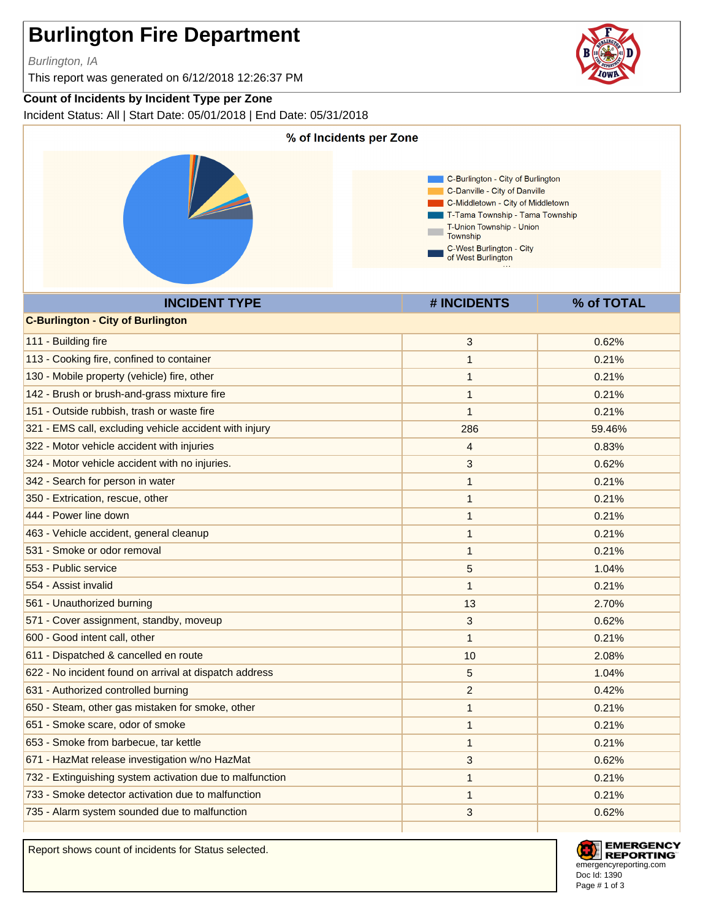# Burlington Fire Department

*Burlington, IA*

This report was generated on 6/12/2018 12:26:37 PM

**Count of Incidents by Incident Type per Zone**

Incident Status: All | Start Date: 05/01/2018 | End Date: 05/31/2018

**% of Incidents per Zone**

- C-Burlington - City of Burlington
- C-Danville - City of Danville
- C-Middletown - City of Middletown
- T-Tama Township - Tama Township
- T-Union Township - Union Township
- C-West Burlington - City of West Burlington

| INCIDENT TYPE | # INCIDENTS | % of TOTAL |
|---|---|---|
| **C-Burlington - City of Burlington** | | |
| 111 - Building fire | 3 | 0.62% |
| 113 - Cooking fire, confined to container | 1 | 0.21% |
| 130 - Mobile property (vehicle) fire, other | 1 | 0.21% |
| 142 - Brush or brush-and-grass mixture fire | 1 | 0.21% |
| 151 - Outside rubbish, trash or waste fire | 1 | 0.21% |
| 321 - EMS call, excluding vehicle accident with injury | 286 | 59.46% |
| 322 - Motor vehicle accident with injuries | 4 | 0.83% |
| 324 - Motor vehicle accident with no injuries. | 3 | 0.62% |
| 342 - Search for person in water | 1 | 0.21% |
| 350 - Extrication, rescue, other | 1 | 0.21% |
| 444 - Power line down | 1 | 0.21% |
| 463 - Vehicle accident, general cleanup | 1 | 0.21% |
| 531 - Smoke or odor removal | 1 | 0.21% |
| 553 - Public service | 5 | 1.04% |
| 554 - Assist invalid | 1 | 0.21% |
| 561 - Unauthorized burning | 13 | 2.70% |
| 571 - Cover assignment, standby, moveup | 3 | 0.62% |
| 600 - Good intent call, other | 1 | 0.21% |
| 611 - Dispatched & cancelled en route | 10 | 2.08% |
| 622 - No incident found on arrival at dispatch address | 5 | 1.04% |
| 631 - Authorized controlled burning | 2 | 0.42% |
| 650 - Steam, other gas mistaken for smoke, other | 1 | 0.21% |
| 651 - Smoke scare, odor of smoke | 1 | 0.21% |
| 653 - Smoke from barbecue, tar kettle | 1 | 0.21% |
| 671 - HazMat release investigation w/no HazMat | 3 | 0.62% |
| 732 - Extinguishing system activation due to malfunction | 1 | 0.21% |
| 733 - Smoke detector activation due to malfunction | 1 | 0.21% |
| 735 - Alarm system sounded due to malfunction | 3 | 0.62% |

Report shows count of incidents for Status selected.

emergencyreporting.com
Doc Id: 1390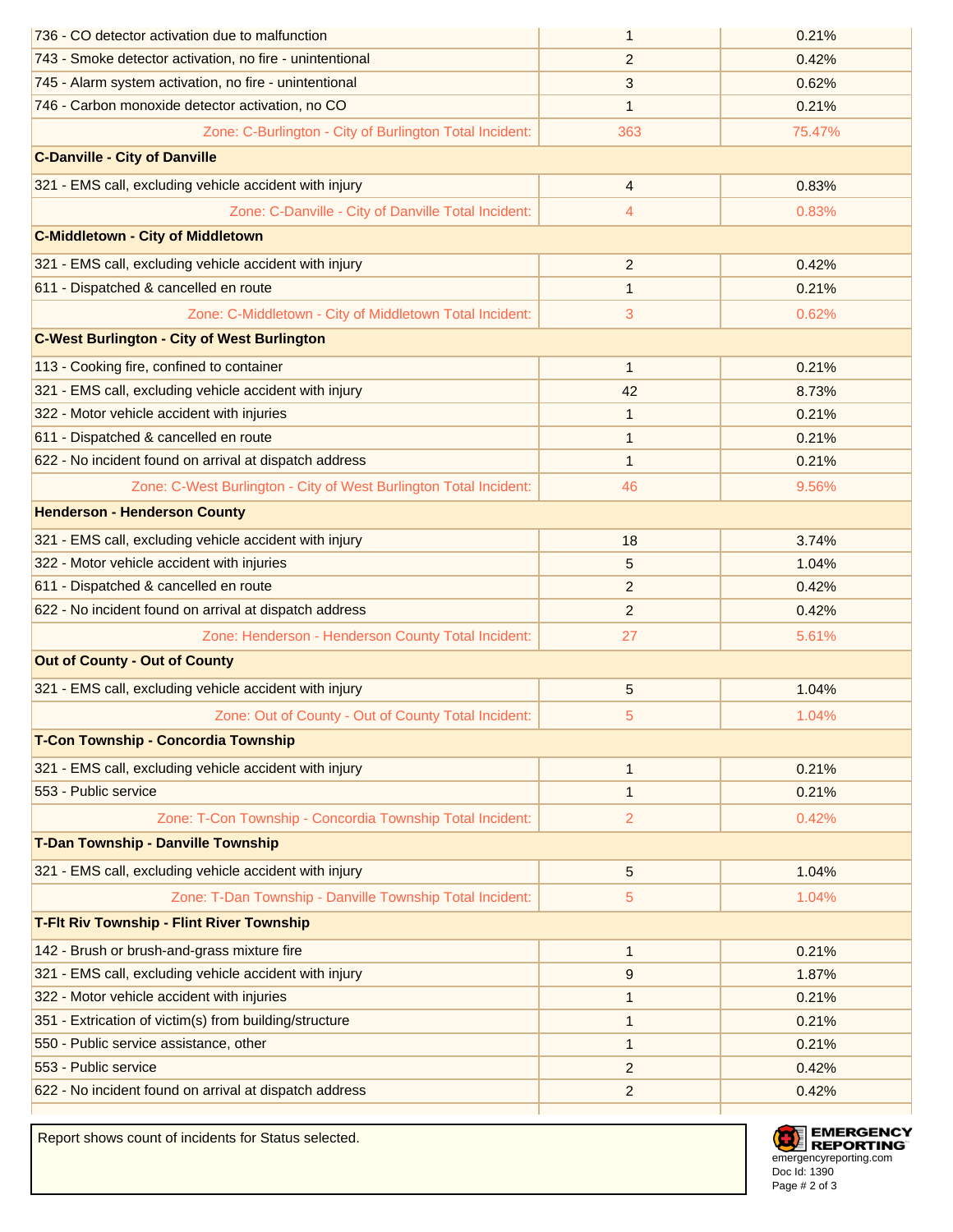| | | |
|---|---|---|
| 736 - CO detector activation due to malfunction | 1 | 0.21% |
| 743 - Smoke detector activation, no fire - unintentional | 2 | 0.42% |
| 745 - Alarm system activation, no fire - unintentional | 3 | 0.62% |
| 746 - Carbon monoxide detector activation, no CO | 1 | 0.21% |
| Zone: C-Burlington - City of Burlington Total Incident: | 363 | 75.47% |
| **C-Danville - City of Danville** | | |
| 321 - EMS call, excluding vehicle accident with injury | 4 | 0.83% |
| Zone: C-Danville - City of Danville Total Incident: | 4 | 0.83% |
| **C-Middletown - City of Middletown** | | |
| 321 - EMS call, excluding vehicle accident with injury | 2 | 0.42% |
| 611 - Dispatched & cancelled en route | 1 | 0.21% |
| Zone: C-Middletown - City of Middletown Total Incident: | 3 | 0.62% |
| **C-West Burlington - City of West Burlington** | | |
| 113 - Cooking fire, confined to container | 1 | 0.21% |
| 321 - EMS call, excluding vehicle accident with injury | 42 | 8.73% |
| 322 - Motor vehicle accident with injuries | 1 | 0.21% |
| 611 - Dispatched & cancelled en route | 1 | 0.21% |
| 622 - No incident found on arrival at dispatch address | 1 | 0.21% |
| Zone: C-West Burlington - City of West Burlington Total Incident: | 46 | 9.56% |
| **Henderson - Henderson County** | | |
| 321 - EMS call, excluding vehicle accident with injury | 18 | 3.74% |
| 322 - Motor vehicle accident with injuries | 5 | 1.04% |
| 611 - Dispatched & cancelled en route | 2 | 0.42% |
| 622 - No incident found on arrival at dispatch address | 2 | 0.42% |
| Zone: Henderson - Henderson County Total Incident: | 27 | 5.61% |
| **Out of County - Out of County** | | |
| 321 - EMS call, excluding vehicle accident with injury | 5 | 1.04% |
| Zone: Out of County - Out of County Total Incident: | 5 | 1.04% |
| **T-Con Township - Concordia Township** | | |
| 321 - EMS call, excluding vehicle accident with injury | 1 | 0.21% |
| 553 - Public service | 1 | 0.21% |
| Zone: T-Con Township - Concordia Township Total Incident: | 2 | 0.42% |
| **T-Dan Township - Danville Township** | | |
| 321 - EMS call, excluding vehicle accident with injury | 5 | 1.04% |
| Zone: T-Dan Township - Danville Township Total Incident: | 5 | 1.04% |
| **T-Flt Riv Township - Flint River Township** | | |
| 142 - Brush or brush-and-grass mixture fire | 1 | 0.21% |
| 321 - EMS call, excluding vehicle accident with injury | 9 | 1.87% |
| 322 - Motor vehicle accident with injuries | 1 | 0.21% |
| 351 - Extrication of victim(s) from building/structure | 1 | 0.21% |
| 550 - Public service assistance, other | 1 | 0.21% |
| 553 - Public service | 2 | 0.42% |
| 622 - No incident found on arrival at dispatch address | 2 | 0.42% |

Report shows count of incidents for Status selected.

EMERGENCY REPORTING
emergencyreporting.com
Doc Id: 1390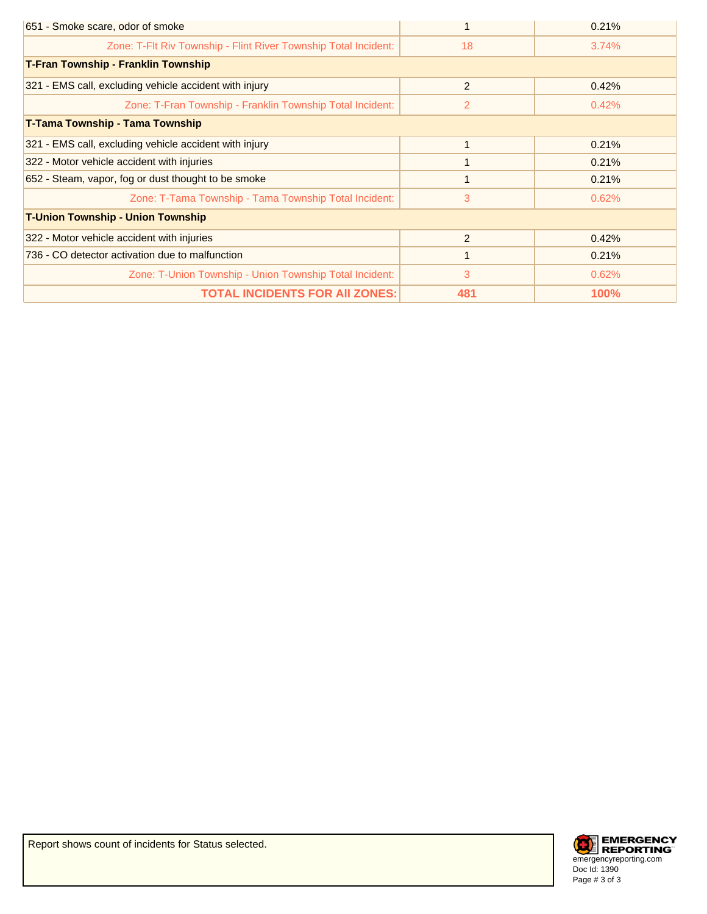| | | |
|---|---|---|
| 651 - Smoke scare, odor of smoke | 1 | 0.21% |
| Zone: T-Flt Riv Township - Flint River Township Total Incident: | 18 | 3.74% |
| **T-Fran Township - Franklin Township** | | |
| 321 - EMS call, excluding vehicle accident with injury | 2 | 0.42% |
| Zone: T-Fran Township - Franklin Township Total Incident: | 2 | 0.42% |
| **T-Tama Township - Tama Township** | | |
| 321 - EMS call, excluding vehicle accident with injury | 1 | 0.21% |
| 322 - Motor vehicle accident with injuries | 1 | 0.21% |
| 652 - Steam, vapor, fog or dust thought to be smoke | 1 | 0.21% |
| Zone: T-Tama Township - Tama Township Total Incident: | 3 | 0.62% |
| **T-Union Township - Union Township** | | |
| 322 - Motor vehicle accident with injuries | 2 | 0.42% |
| 736 - CO detector activation due to malfunction | 1 | 0.21% |
| Zone: T-Union Township - Union Township Total Incident: | 3 | 0.62% |
| **TOTAL INCIDENTS FOR All ZONES:** | **481** | **100%** |

Report shows count of incidents for Status selected.

EMERGENCY REPORTING
emergencyreporting.com
Doc Id: 1390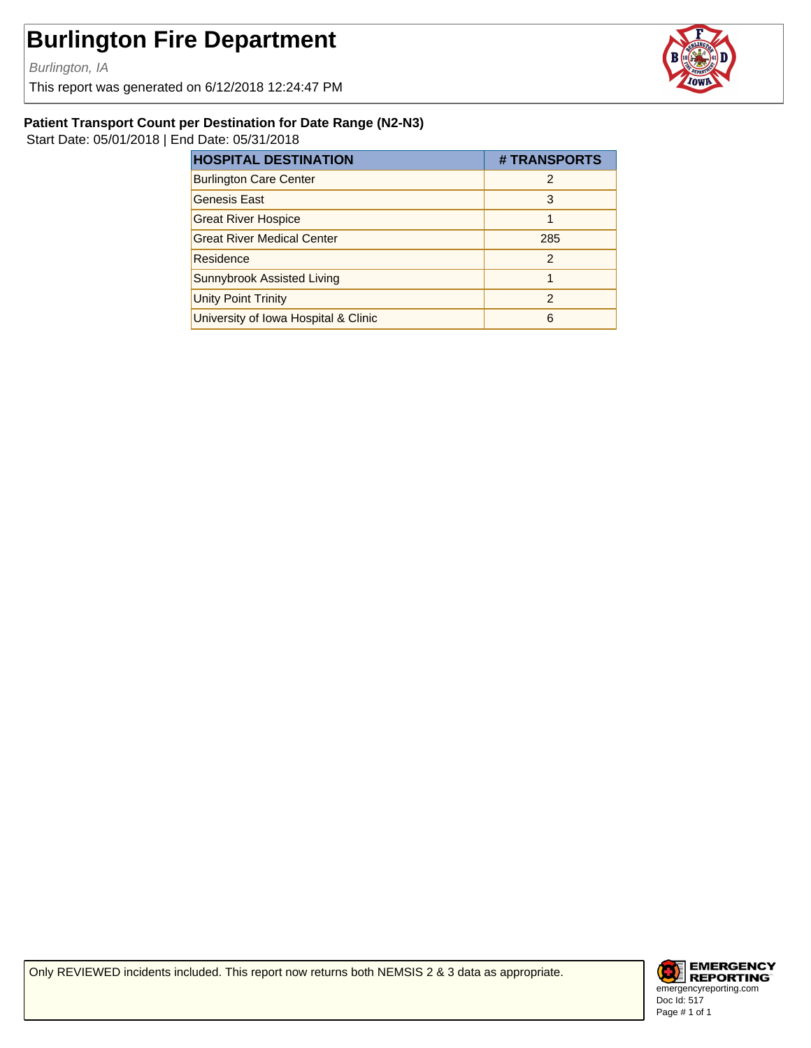# Burlington Fire Department

*Burlington, IA*

This report was generated on 6/12/2018 12:24:47 PM

### Patient Transport Count per Destination for Date Range (N2-N3)

Start Date: 05/01/2018 | End Date: 05/31/2018

| HOSPITAL DESTINATION | # TRANSPORTS |
|---|---|
| Burlington Care Center | 2 |
| Genesis East | 3 |
| Great River Hospice | 1 |
| Great River Medical Center | 285 |
| Residence | 2 |
| Sunnybrook Assisted Living | 1 |
| Unity Point Trinity | 2 |
| University of Iowa Hospital & Clinic | 6 |

Only REVIEWED incidents included. This report now returns both NEMSIS 2 & 3 data as appropriate.

EMERGENCY REPORTING
emergencyreporting.com
Doc Id: 517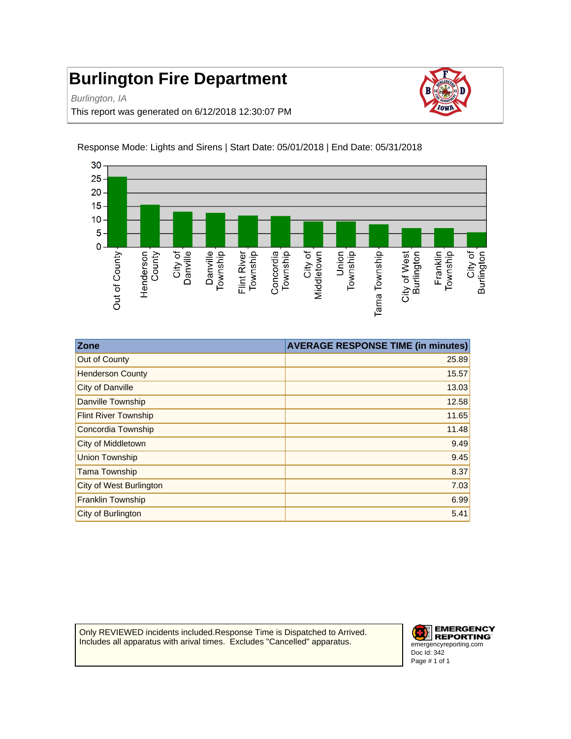# Burlington Fire Department

*Burlington, IA*

This report was generated on 6/12/2018 12:30:07 PM

Response Mode: Lights and Sirens | Start Date: 05/01/2018 | End Date: 05/31/2018

| Zone | AVERAGE RESPONSE TIME (in minutes) |
| --- | ---: |
| Out of County | 25.89 |
| Henderson County | 15.57 |
| City of Danville | 13.03 |
| Danville Township | 12.58 |
| Flint River Township | 11.65 |
| Concordia Township | 11.48 |
| City of Middletown | 9.49 |
| Union Township | 9.45 |
| Tama Township | 8.37 |
| City of West Burlington | 7.03 |
| Franklin Township | 6.99 |
| City of Burlington | 5.41 |

Only REVIEWED incidents included.Response Time is Dispatched to Arrived. Includes all apparatus with arival times. Excludes "Cancelled" apparatus.

EMERGENCY REPORTING
emergencyreporting.com
Doc Id: 342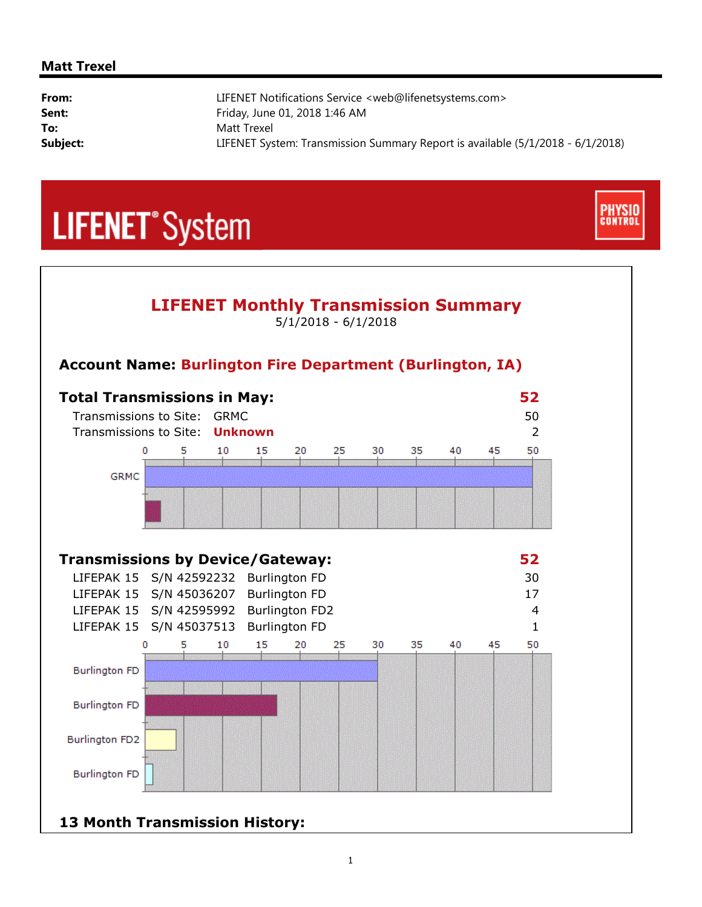**Matt Trexel**

| | |
|---|---|
| **From:** | LIFENET Notifications Service <web@lifenetsystems.com> |
| **Sent:** | Friday, June 01, 2018 1:46 AM |
| **To:** | Matt Trexel |
| **Subject:** | LIFENET System: Transmission Summary Report is available (5/1/2018 - 6/1/2018) |

# LIFENET® System

PHYSIO CONTROL

## LIFENET Monthly Transmission Summary

5/1/2018 - 6/1/2018

### Account Name: Burlington Fire Department (Burlington, IA)

### Total Transmissions in May: 52

| | | |
|---|---|---|
| Transmissions to Site: | GRMC | 50 |
| Transmissions to Site: | **Unknown** | 2 |

### Transmissions by Device/Gateway: 52

| | | | |
|---|---|---|---|
| LIFEPAK 15 | S/N 42592232 | Burlington FD | 30 |
| LIFEPAK 15 | S/N 45036207 | Burlington FD | 17 |
| LIFEPAK 15 | S/N 42595992 | Burlington FD2 | 4 |
| LIFEPAK 15 | S/N 45037513 | Burlington FD | 1 |

### 13 Month Transmission History: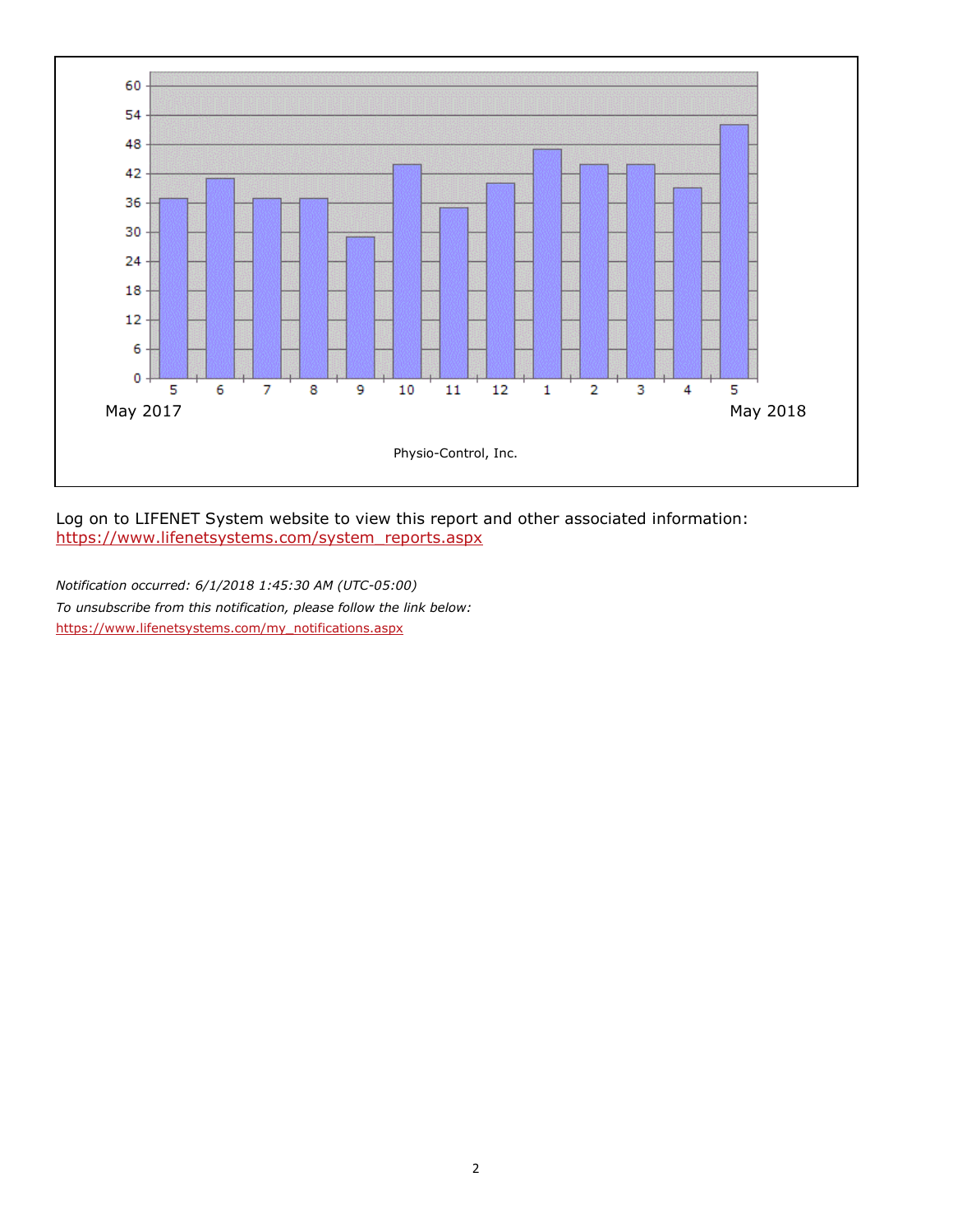60
54
48
42
36
30
24
18
12
6
0

5 6 7 8 9 10 11 12 1 2 3 4 5

May 2017

May 2018

Physio-Control, Inc.

Log on to LIFENET System website to view this report and other associated information:
https://www.lifenetsystems.com/system_reports.aspx

*Notification occurred: 6/1/2018 1:45:30 AM (UTC-05:00)*

*To unsubscribe from this notification, please follow the link below:*

https://www.lifenetsystems.com/my_notifications.aspx